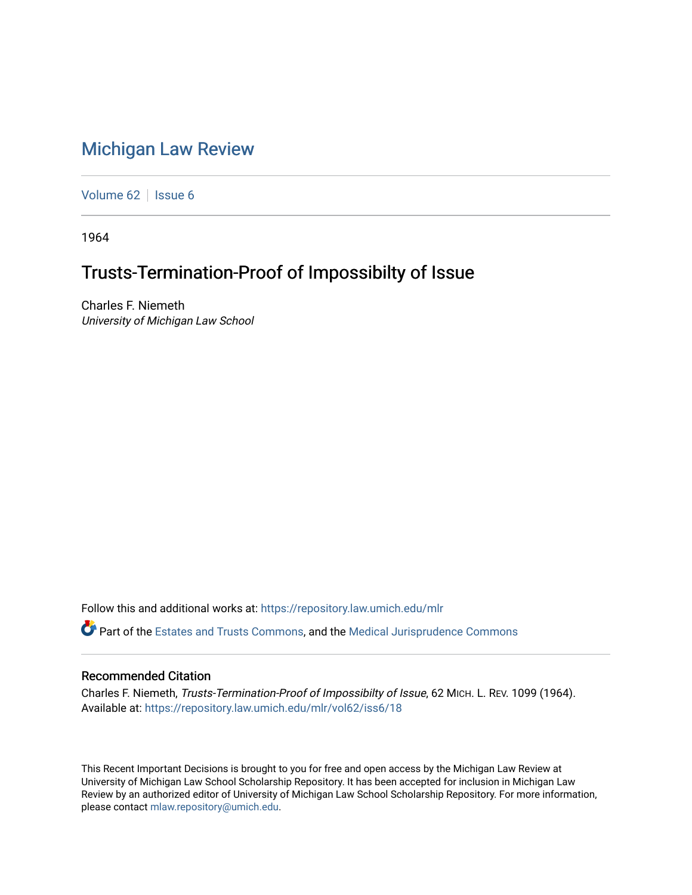# Michigan Law Review

Volume 62 | Issue 6

1964

## Trusts-Termination-Proof of Impossibilty of Issue

Charles F. Niemeth
*University of Michigan Law School*

Follow this and additional works at: https://repository.law.umich.edu/mlr

Part of the Estates and Trusts Commons, and the Medical Jurisprudence Commons

### Recommended Citation

Charles F. Niemeth, *Trusts-Termination-Proof of Impossibilty of Issue*, 62 MICH. L. REV. 1099 (1964).
Available at: https://repository.law.umich.edu/mlr/vol62/iss6/18

This Recent Important Decisions is brought to you for free and open access by the Michigan Law Review at University of Michigan Law School Scholarship Repository. It has been accepted for inclusion in Michigan Law Review by an authorized editor of University of Michigan Law School Scholarship Repository. For more information, please contact mlaw.repository@umich.edu.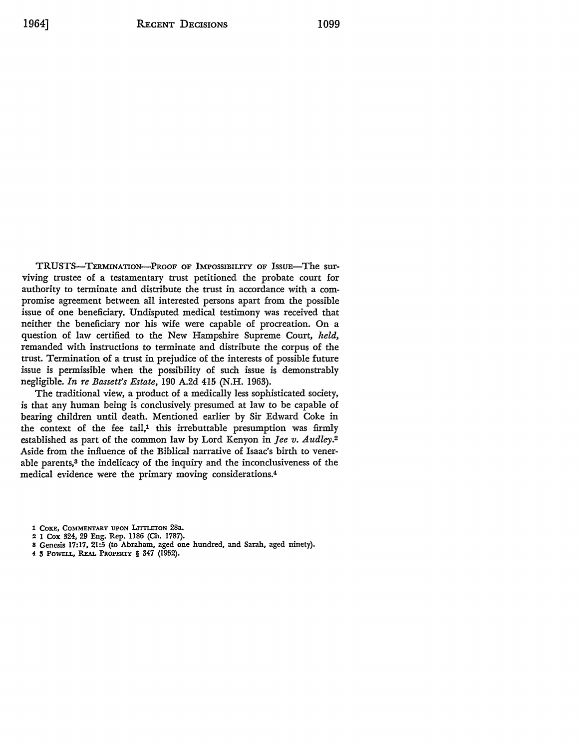TRUSTS—TERMINATION—PROOF OF IMPOSSIBILITY OF ISSUE—The surviving trustee of a testamentary trust petitioned the probate court for authority to terminate and distribute the trust in accordance with a compromise agreement between all interested persons apart from the possible issue of one beneficiary. Undisputed medical testimony was received that neither the beneficiary nor his wife were capable of procreation. On a question of law certified to the New Hampshire Supreme Court, *held,* remanded with instructions to terminate and distribute the corpus of the trust. Termination of a trust in prejudice of the interests of possible future issue is permissible when the possibility of such issue is demonstrably negligible. *In re Bassett's Estate,* 190 A.2d 415 (N.H. 1963).

The traditional view, a product of a medically less sophisticated society, is that any human being is conclusively presumed at law to be capable of bearing children until death. Mentioned earlier by Sir Edward Coke in the context of the fee tail,[1] this irrebuttable presumption was firmly established as part of the common law by Lord Kenyon in *Jee v. Audley.*[2] Aside from the influence of the Biblical narrative of Isaac's birth to venerable parents,[3] the indelicacy of the inquiry and the inconclusiveness of the medical evidence were the primary moving considerations.[4]

1 COKE, COMMENTARY UPON LITTLETON 28a.

2 1 Cox 324, 29 Eng. Rep. 1186 (Ch. 1787).

3 Genesis 17:17, 21:5 (to Abraham, aged one hundred, and Sarah, aged ninety).

4 3 POWELL, REAL PROPERTY § 347 (1952).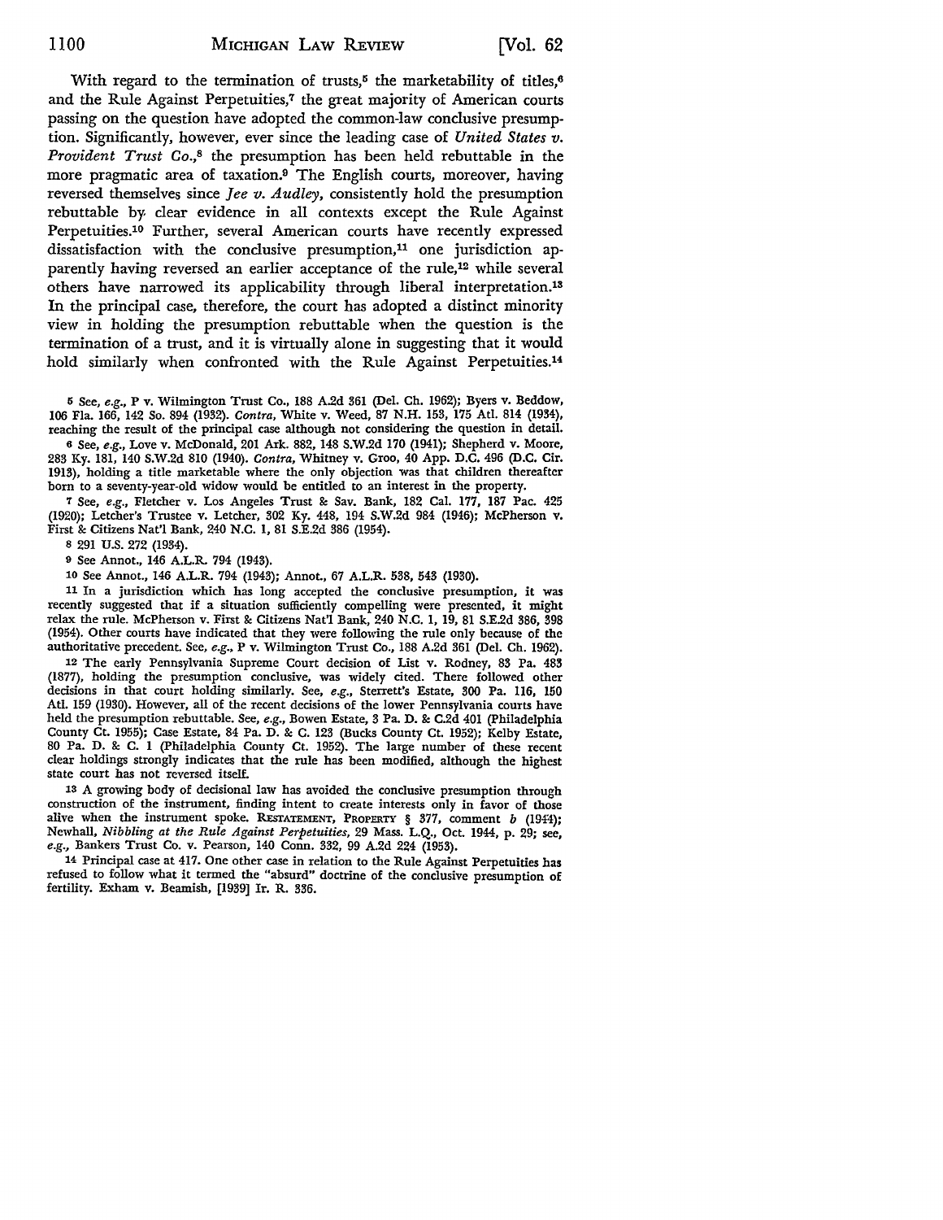With regard to the termination of trusts,[5] the marketability of titles,[6] and the Rule Against Perpetuities,[7] the great majority of American courts passing on the question have adopted the common-law conclusive presumption. Significantly, however, ever since the leading case of *United States v. Provident Trust Co.*,[8] the presumption has been held rebuttable in the more pragmatic area of taxation.[9] The English courts, moreover, having reversed themselves since *Jee v. Audley*, consistently hold the presumption rebuttable by clear evidence in all contexts except the Rule Against Perpetuities.[10] Further, several American courts have recently expressed dissatisfaction with the conclusive presumption,[11] one jurisdiction apparently having reversed an earlier acceptance of the rule,[12] while several others have narrowed its applicability through liberal interpretation.[13] In the principal case, therefore, the court has adopted a distinct minority view in holding the presumption rebuttable when the question is the termination of a trust, and it is virtually alone in suggesting that it would hold similarly when confronted with the Rule Against Perpetuities.[14]

[5] See, *e.g.*, P v. Wilmington Trust Co., 188 A.2d 361 (Del. Ch. 1962); Byers v. Beddow, 106 Fla. 166, 142 So. 894 (1932). *Contra*, White v. Weed, 87 N.H. 153, 175 Atl. 814 (1934), reaching the result of the principal case although not considering the question in detail.

[6] See, *e.g.*, Love v. McDonald, 201 Ark. 882, 148 S.W.2d 170 (1941); Shepherd v. Moore, 283 Ky. 181, 140 S.W.2d 810 (1940). *Contra*, Whitney v. Groo, 40 App. D.C. 496 (D.C. Cir. 1913), holding a title marketable where the only objection was that children thereafter born to a seventy-year-old widow would be entitled to an interest in the property.

[7] See, *e.g.*, Fletcher v. Los Angeles Trust & Sav. Bank, 182 Cal. 177, 187 Pac. 425 (1920); Letcher's Trustee v. Letcher, 302 Ky. 448, 194 S.W.2d 984 (1946); McPherson v. First & Citizens Nat'l Bank, 240 N.C. 1, 81 S.E.2d 386 (1954).

[8] 291 U.S. 272 (1934).

[9] See Annot., 146 A.L.R. 794 (1943).

[10] See Annot., 146 A.L.R. 794 (1943); Annot., 67 A.L.R. 538, 543 (1930).

[11] In a jurisdiction which has long accepted the conclusive presumption, it was recently suggested that if a situation sufficiently compelling were presented, it might relax the rule. McPherson v. First & Citizens Nat'l Bank, 240 N.C. 1, 19, 81 S.E.2d 386, 398 (1954). Other courts have indicated that they were following the rule only because of the authoritative precedent. See, *e.g.*, P v. Wilmington Trust Co., 188 A.2d 361 (Del. Ch. 1962).

[12] The early Pennsylvania Supreme Court decision of List v. Rodney, 83 Pa. 483 (1877), holding the presumption conclusive, was widely cited. There followed other decisions in that court holding similarly. See, *e.g.*, Sterrett's Estate, 300 Pa. 116, 150 Atl. 159 (1930). However, all of the recent decisions of the lower Pennsylvania courts have held the presumption rebuttable. See, *e.g.*, Bowen Estate, 3 Pa. D. & C.2d 401 (Philadelphia County Ct. 1955); Case Estate, 84 Pa. D. & C. 123 (Bucks County Ct. 1952); Kelby Estate, 80 Pa. D. & C. 1 (Philadelphia County Ct. 1952). The large number of these recent clear holdings strongly indicates that the rule has been modified, although the highest state court has not reversed itself.

[13] A growing body of decisional law has avoided the conclusive presumption through construction of the instrument, finding intent to create interests only in favor of those alive when the instrument spoke. RESTATEMENT, PROPERTY § 377, comment *b* (1944); Newhall, *Nibbling at the Rule Against Perpetuities*, 29 Mass. L.Q., Oct. 1944, p. 29; see, *e.g.*, Bankers Trust Co. v. Pearson, 140 Conn. 332, 99 A.2d 224 (1953).

[14] Principal case at 417. One other case in relation to the Rule Against Perpetuities has refused to follow what it termed the "absurd" doctrine of the conclusive presumption of fertility. Exham v. Beamish, [1939] Ir. R. 336.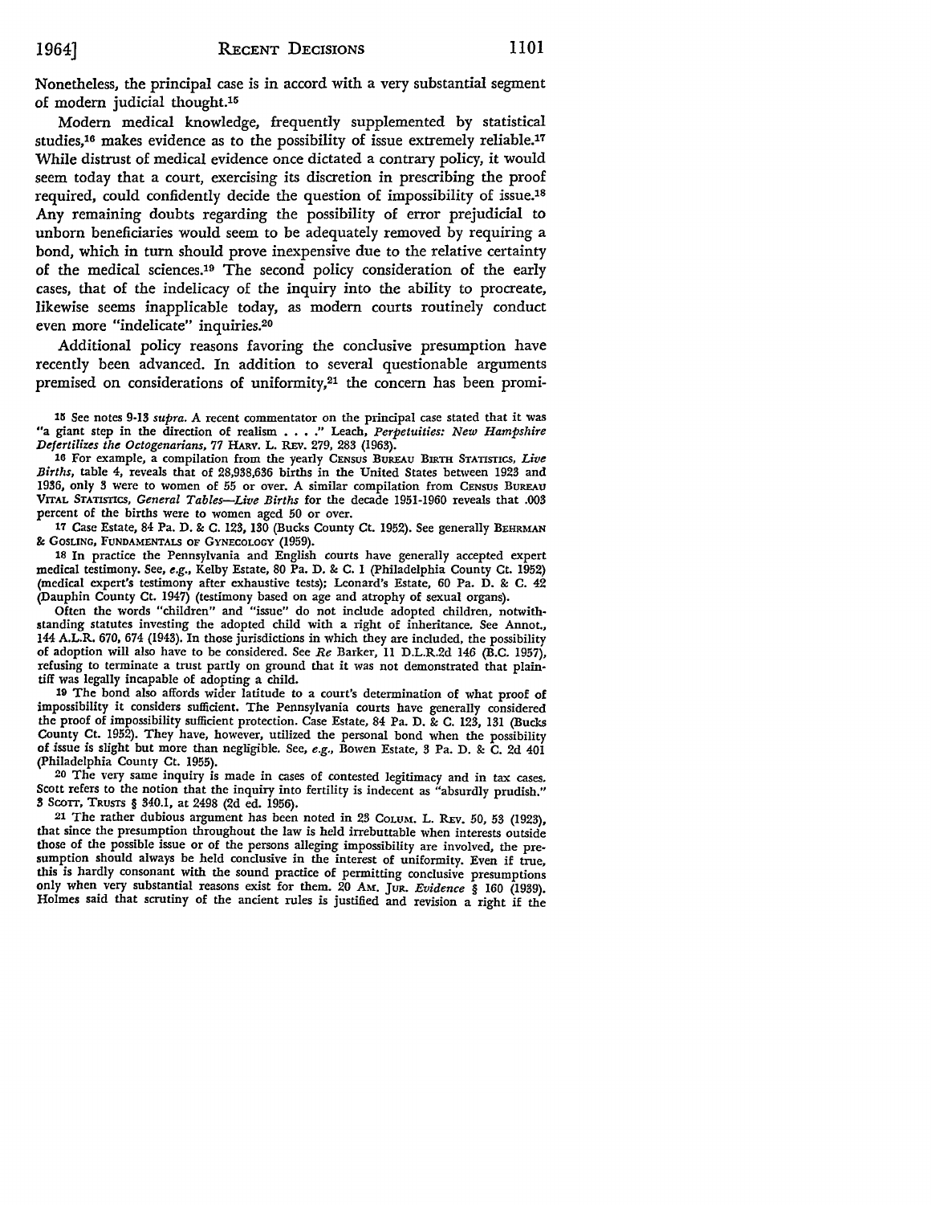Nonetheless, the principal case is in accord with a very substantial segment of modern judicial thought.[15]

Modern medical knowledge, frequently supplemented by statistical studies,[16] makes evidence as to the possibility of issue extremely reliable.[17] While distrust of medical evidence once dictated a contrary policy, it would seem today that a court, exercising its discretion in prescribing the proof required, could confidently decide the question of impossibility of issue.[18] Any remaining doubts regarding the possibility of error prejudicial to unborn beneficiaries would seem to be adequately removed by requiring a bond, which in turn should prove inexpensive due to the relative certainty of the medical sciences.[19] The second policy consideration of the early cases, that of the indelicacy of the inquiry into the ability to procreate, likewise seems inapplicable today, as modern courts routinely conduct even more "indelicate" inquiries.[20]

Additional policy reasons favoring the conclusive presumption have recently been advanced. In addition to several questionable arguments premised on considerations of uniformity,[21] the concern has been promi-

---

15 See notes 9-13 *supra*. A recent commentator on the principal case stated that it was "a giant step in the direction of realism . . . ." Leach, *Perpetuities: New Hampshire Defertilizes the Octogenarians*, 77 HARV. L. REV. 279, 283 (1963).

16 For example, a compilation from the yearly CENSUS BUREAU BIRTH STATISTICS, *Live Births*, table 4, reveals that of 28,938,636 births in the United States between 1923 and 1936, only 3 were to women of 55 or over. A similar compilation from CENSUS BUREAU VITAL STATISTICS, *General Tables—Live Births* for the decade 1951-1960 reveals that .003 percent of the births were to women aged 50 or over.

17 Case Estate, 84 Pa. D. & C. 123, 130 (Bucks County Ct. 1952). See generally BEHRMAN & GOSLING, FUNDAMENTALS OF GYNECOLOGY (1959).

18 In practice the Pennsylvania and English courts have generally accepted expert medical testimony. See, *e.g.*, Kelby Estate, 80 Pa. D. & C. 1 (Philadelphia County Ct. 1952) (medical expert's testimony after exhaustive tests); Leonard's Estate, 60 Pa. D. & C. 42 (Dauphin County Ct. 1947) (testimony based on age and atrophy of sexual organs).

Often the words "children" and "issue" do not include adopted children, notwithstanding statutes investing the adopted child with a right of inheritance. See Annot., 144 A.L.R. 670, 674 (1943). In those jurisdictions in which they are included, the possibility of adoption will also have to be considered. See *Re* Barker, 11 D.L.R.2d 146 (B.C. 1957), refusing to terminate a trust partly on ground that it was not demonstrated that plaintiff was legally incapable of adopting a child.

19 The bond also affords wider latitude to a court's determination of what proof of impossibility it considers sufficient. The Pennsylvania courts have generally considered the proof of impossibility sufficient protection. Case Estate, 84 Pa. D. & C. 123, 131 (Bucks County Ct. 1952). They have, however, utilized the personal bond when the possibility of issue is slight but more than negligible. See, *e.g.*, Bowen Estate, 3 Pa. D. & C. 2d 401 (Philadelphia County Ct. 1955).

20 The very same inquiry is made in cases of contested legitimacy and in tax cases. Scott refers to the notion that the inquiry into fertility is indecent as "absurdly prudish." 3 SCOTT, TRUSTS § 340.1, at 2498 (2d ed. 1956).

21 The rather dubious argument has been noted in 23 COLUM. L. REV. 50, 53 (1923), that since the presumption throughout the law is held irrebuttable when interests outside those of the possible issue or of the persons alleging impossibility are involved, the presumption should always be held conclusive in the interest of uniformity. Even if true, this is hardly consonant with the sound practice of permitting conclusive presumptions only when very substantial reasons exist for them. 20 AM. JUR. *Evidence* § 160 (1939). Holmes said that scrutiny of the ancient rules is justified and revision a right if the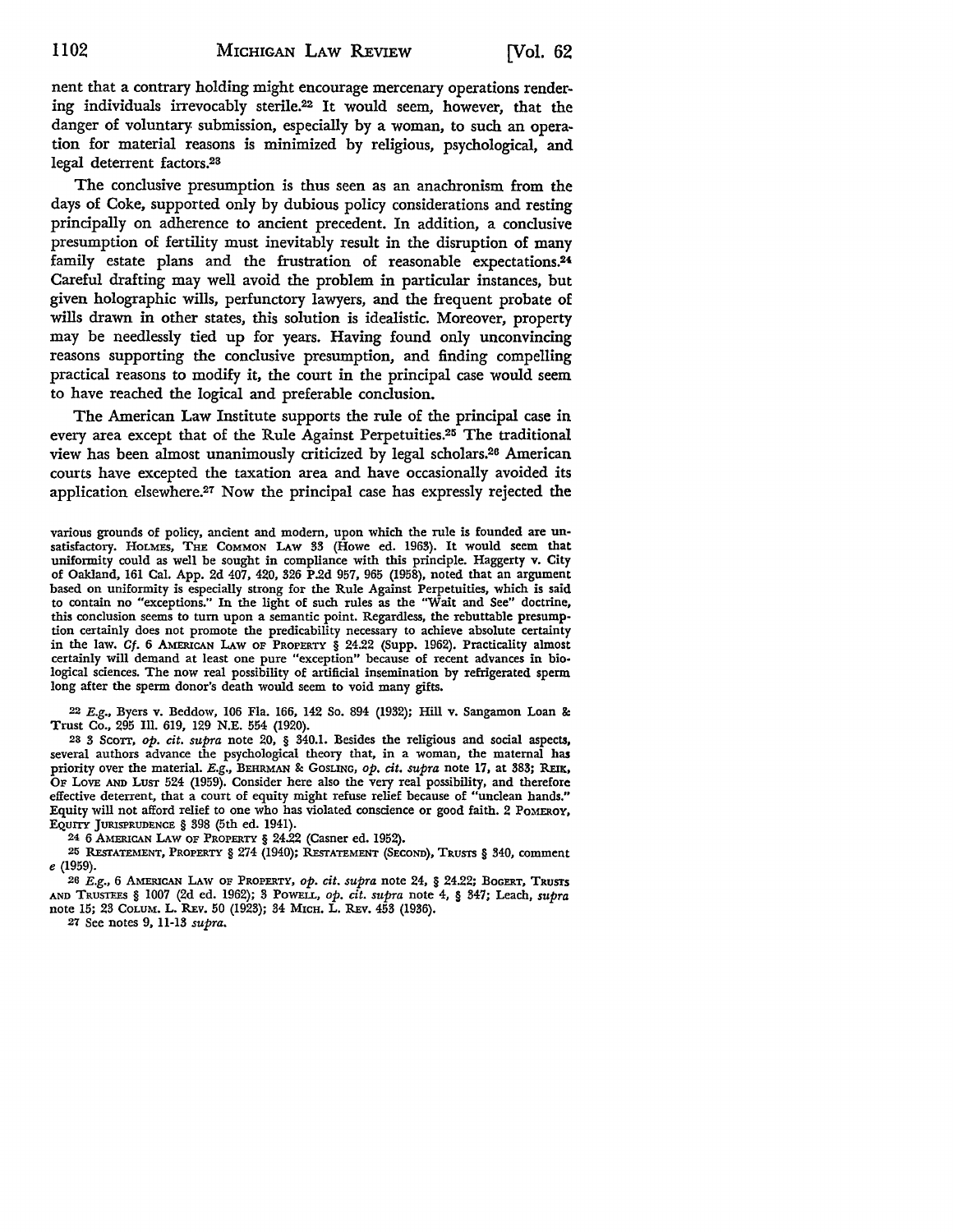nent that a contrary holding might encourage mercenary operations rendering individuals irrevocably sterile.[22] It would seem, however, that the danger of voluntary submission, especially by a woman, to such an operation for material reasons is minimized by religious, psychological, and legal deterrent factors.[23]

The conclusive presumption is thus seen as an anachronism from the days of Coke, supported only by dubious policy considerations and resting principally on adherence to ancient precedent. In addition, a conclusive presumption of fertility must inevitably result in the disruption of many family estate plans and the frustration of reasonable expectations.[24] Careful drafting may well avoid the problem in particular instances, but given holographic wills, perfunctory lawyers, and the frequent probate of wills drawn in other states, this solution is idealistic. Moreover, property may be needlessly tied up for years. Having found only unconvincing reasons supporting the conclusive presumption, and finding compelling practical reasons to modify it, the court in the principal case would seem to have reached the logical and preferable conclusion.

The American Law Institute supports the rule of the principal case in every area except that of the Rule Against Perpetuities.[25] The traditional view has been almost unanimously criticized by legal scholars.[26] American courts have excepted the taxation area and have occasionally avoided its application elsewhere.[27] Now the principal case has expressly rejected the

---

various grounds of policy, ancient and modern, upon which the rule is founded are unsatisfactory. HOLMES, THE COMMON LAW 33 (Howe ed. 1963). It would seem that uniformity could as well be sought in compliance with this principle. Haggerty v. City of Oakland, 161 Cal. App. 2d 407, 420, 326 P.2d 957, 965 (1958), noted that an argument based on uniformity is especially strong for the Rule Against Perpetuities, which is said to contain no "exceptions." In the light of such rules as the "Wait and See" doctrine, this conclusion seems to turn upon a semantic point. Regardless, the rebuttable presumption certainly does not promote the predicability necessary to achieve absolute certainty in the law. *Cf.* 6 AMERICAN LAW OF PROPERTY § 24.22 (Supp. 1962). Practicality almost certainly will demand at least one pure "exception" because of recent advances in biological sciences. The now real possibility of artificial insemination by refrigerated sperm long after the sperm donor's death would seem to void many gifts.

[22] *E.g.*, Byers v. Beddow, 106 Fla. 166, 142 So. 894 (1932); Hill v. Sangamon Loan & Trust Co., 295 Ill. 619, 129 N.E. 554 (1920).

[23] 3 SCOTT, *op. cit. supra* note 20, § 340.1. Besides the religious and social aspects, several authors advance the psychological theory that, in a woman, the maternal has priority over the material. *E.g.*, BEHRMAN & GOSLING, *op. cit. supra* note 17, at 383; REIK, OF LOVE AND LUST 524 (1959). Consider here also the very real possibility, and therefore effective deterrent, that a court of equity might refuse relief because of "unclean hands." Equity will not afford relief to one who has violated conscience or good faith. 2 POMEROY, EQUITY JURISPRUDENCE § 398 (5th ed. 1941).

[24] 6 AMERICAN LAW OF PROPERTY § 24.22 (Casner ed. 1952).

[25] RESTATEMENT, PROPERTY § 274 (1940); RESTATEMENT (SECOND), TRUSTS § 340, comment *e* (1959).

[26] *E.g.*, 6 AMERICAN LAW OF PROPERTY, *op. cit. supra* note 24, § 24.22; BOGERT, TRUSTS AND TRUSTEES § 1007 (2d ed. 1962); 3 POWELL, *op. cit. supra* note 4, § 347; Leach, *supra* note 15; 23 COLUM. L. REV. 50 (1923); 34 MICH. L. REV. 453 (1936).

[27] See notes 9, 11-13 *supra*.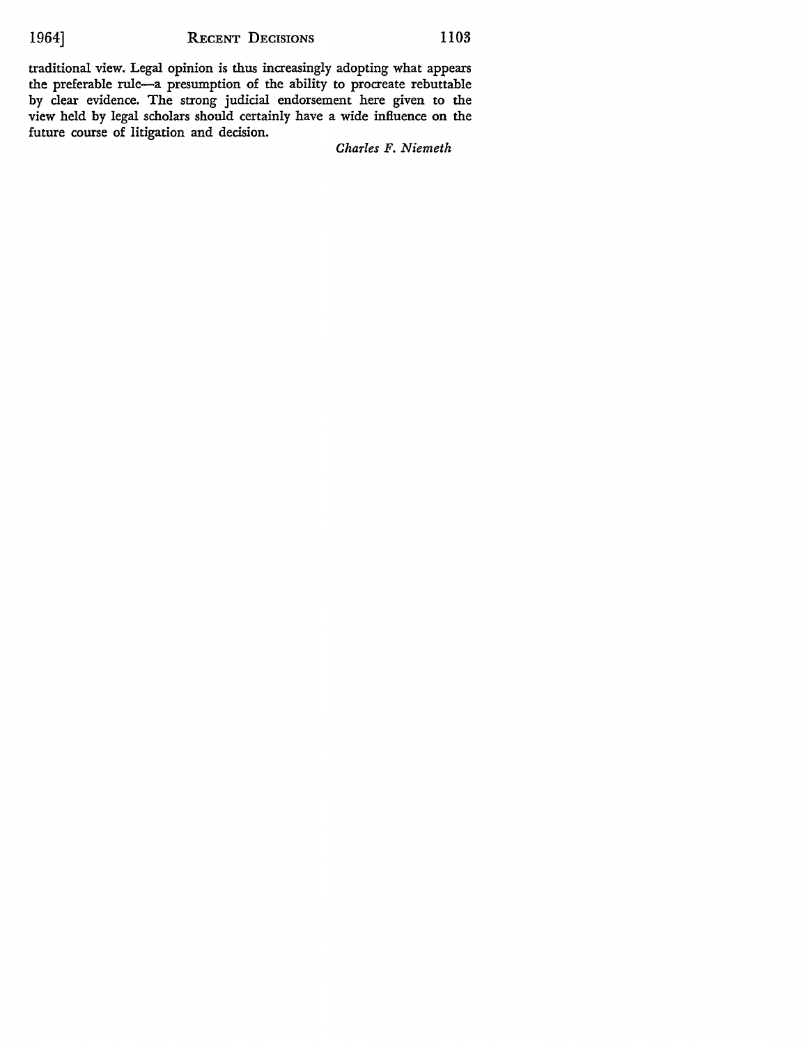traditional view. Legal opinion is thus increasingly adopting what appears the preferable rule—a presumption of the ability to procreate rebuttable by clear evidence. The strong judicial endorsement here given to the view held by legal scholars should certainly have a wide influence on the future course of litigation and decision.

*Charles F. Niemeth*